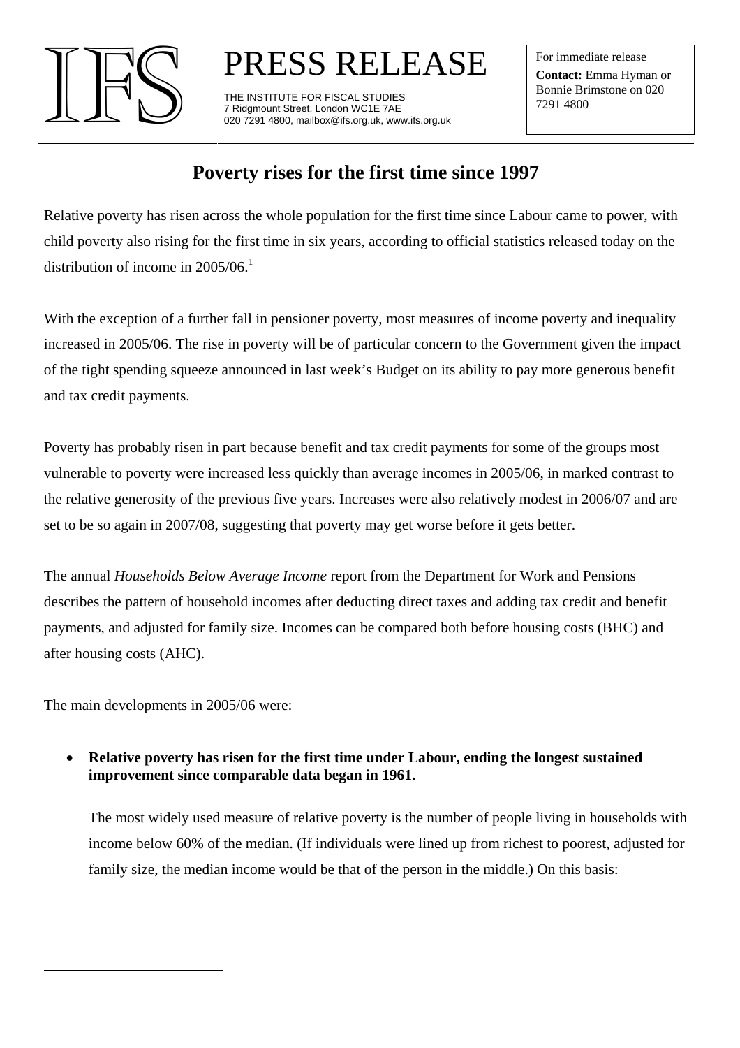IFS

# PRESS RELEASE

THE INSTITUTE FOR FISCAL STUDIES
7 Ridgmount Street, London WC1E 7AE
020 7291 4800, mailbox@ifs.org.uk, www.ifs.org.uk

For immediate release
**Contact:** Emma Hyman or Bonnie Brimstone on 020 7291 4800

## Poverty rises for the first time since 1997

Relative poverty has risen across the whole population for the first time since Labour came to power, with child poverty also rising for the first time in six years, according to official statistics released today on the distribution of income in 2005/06.[1]

With the exception of a further fall in pensioner poverty, most measures of income poverty and inequality increased in 2005/06. The rise in poverty will be of particular concern to the Government given the impact of the tight spending squeeze announced in last week's Budget on its ability to pay more generous benefit and tax credit payments.

Poverty has probably risen in part because benefit and tax credit payments for some of the groups most vulnerable to poverty were increased less quickly than average incomes in 2005/06, in marked contrast to the relative generosity of the previous five years. Increases were also relatively modest in 2006/07 and are set to be so again in 2007/08, suggesting that poverty may get worse before it gets better.

The annual *Households Below Average Income* report from the Department for Work and Pensions describes the pattern of household incomes after deducting direct taxes and adding tax credit and benefit payments, and adjusted for family size. Incomes can be compared both before housing costs (BHC) and after housing costs (AHC).

The main developments in 2005/06 were:

- **Relative poverty has risen for the first time under Labour, ending the longest sustained improvement since comparable data began in 1961.**

  The most widely used measure of relative poverty is the number of people living in households with income below 60% of the median. (If individuals were lined up from richest to poorest, adjusted for family size, the median income would be that of the person in the middle.) On this basis: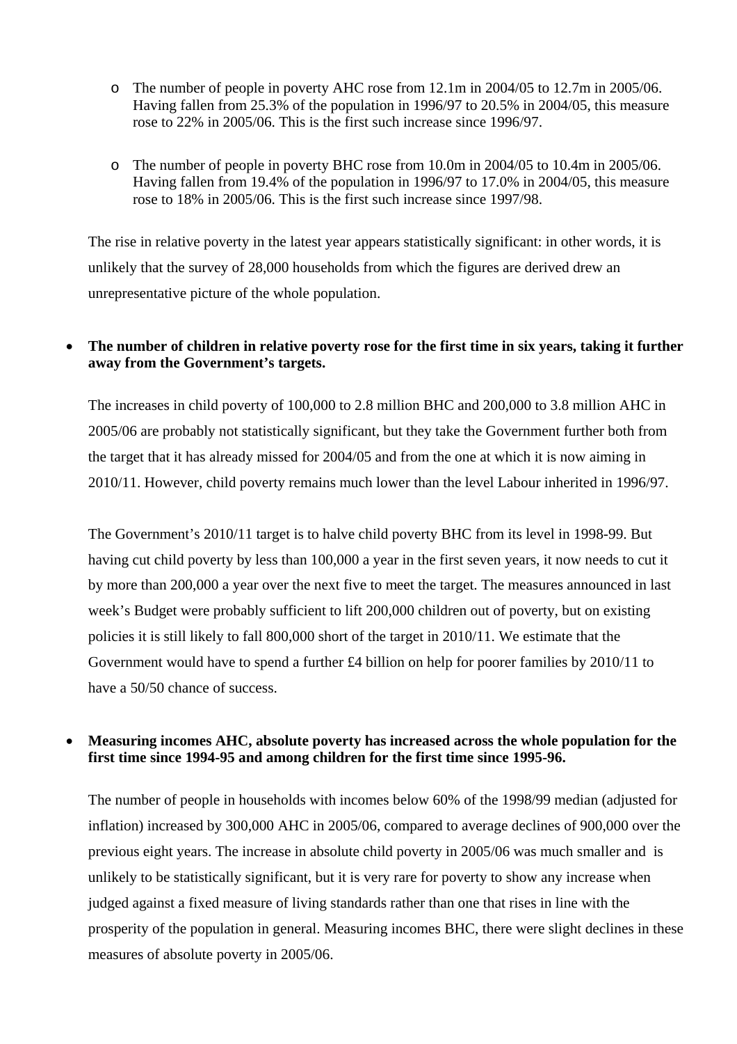- The number of people in poverty AHC rose from 12.1m in 2004/05 to 12.7m in 2005/06. Having fallen from 25.3% of the population in 1996/97 to 20.5% in 2004/05, this measure rose to 22% in 2005/06. This is the first such increase since 1996/97.

- The number of people in poverty BHC rose from 10.0m in 2004/05 to 10.4m in 2005/06. Having fallen from 19.4% of the population in 1996/97 to 17.0% in 2004/05, this measure rose to 18% in 2005/06. This is the first such increase since 1997/98.

The rise in relative poverty in the latest year appears statistically significant: in other words, it is unlikely that the survey of 28,000 households from which the figures are derived drew an unrepresentative picture of the whole population.

- **The number of children in relative poverty rose for the first time in six years, taking it further away from the Government's targets.**

  The increases in child poverty of 100,000 to 2.8 million BHC and 200,000 to 3.8 million AHC in 2005/06 are probably not statistically significant, but they take the Government further both from the target that it has already missed for 2004/05 and from the one at which it is now aiming in 2010/11. However, child poverty remains much lower than the level Labour inherited in 1996/97.

  The Government's 2010/11 target is to halve child poverty BHC from its level in 1998-99. But having cut child poverty by less than 100,000 a year in the first seven years, it now needs to cut it by more than 200,000 a year over the next five to meet the target. The measures announced in last week's Budget were probably sufficient to lift 200,000 children out of poverty, but on existing policies it is still likely to fall 800,000 short of the target in 2010/11. We estimate that the Government would have to spend a further £4 billion on help for poorer families by 2010/11 to have a 50/50 chance of success.

- **Measuring incomes AHC, absolute poverty has increased across the whole population for the first time since 1994-95 and among children for the first time since 1995-96.**

  The number of people in households with incomes below 60% of the 1998/99 median (adjusted for inflation) increased by 300,000 AHC in 2005/06, compared to average declines of 900,000 over the previous eight years. The increase in absolute child poverty in 2005/06 was much smaller and is unlikely to be statistically significant, but it is very rare for poverty to show any increase when judged against a fixed measure of living standards rather than one that rises in line with the prosperity of the population in general. Measuring incomes BHC, there were slight declines in these measures of absolute poverty in 2005/06.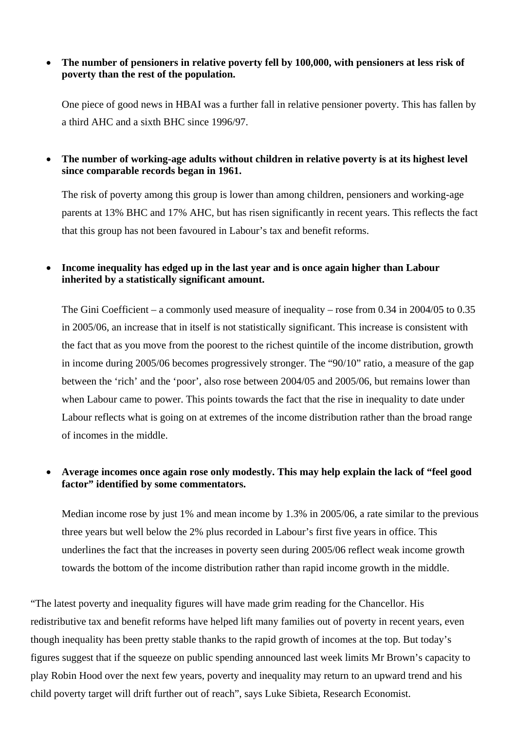- **The number of pensioners in relative poverty fell by 100,000, with pensioners at less risk of poverty than the rest of the population.**

  One piece of good news in HBAI was a further fall in relative pensioner poverty. This has fallen by a third AHC and a sixth BHC since 1996/97.

- **The number of working-age adults without children in relative poverty is at its highest level since comparable records began in 1961.**

  The risk of poverty among this group is lower than among children, pensioners and working-age parents at 13% BHC and 17% AHC, but has risen significantly in recent years. This reflects the fact that this group has not been favoured in Labour's tax and benefit reforms.

- **Income inequality has edged up in the last year and is once again higher than Labour inherited by a statistically significant amount.**

  The Gini Coefficient – a commonly used measure of inequality – rose from 0.34 in 2004/05 to 0.35 in 2005/06, an increase that in itself is not statistically significant. This increase is consistent with the fact that as you move from the poorest to the richest quintile of the income distribution, growth in income during 2005/06 becomes progressively stronger. The "90/10" ratio, a measure of the gap between the 'rich' and the 'poor', also rose between 2004/05 and 2005/06, but remains lower than when Labour came to power. This points towards the fact that the rise in inequality to date under Labour reflects what is going on at extremes of the income distribution rather than the broad range of incomes in the middle.

- **Average incomes once again rose only modestly. This may help explain the lack of "feel good factor" identified by some commentators.**

  Median income rose by just 1% and mean income by 1.3% in 2005/06, a rate similar to the previous three years but well below the 2% plus recorded in Labour's first five years in office. This underlines the fact that the increases in poverty seen during 2005/06 reflect weak income growth towards the bottom of the income distribution rather than rapid income growth in the middle.

"The latest poverty and inequality figures will have made grim reading for the Chancellor. His redistributive tax and benefit reforms have helped lift many families out of poverty in recent years, even though inequality has been pretty stable thanks to the rapid growth of incomes at the top. But today's figures suggest that if the squeeze on public spending announced last week limits Mr Brown's capacity to play Robin Hood over the next few years, poverty and inequality may return to an upward trend and his child poverty target will drift further out of reach", says Luke Sibieta, Research Economist.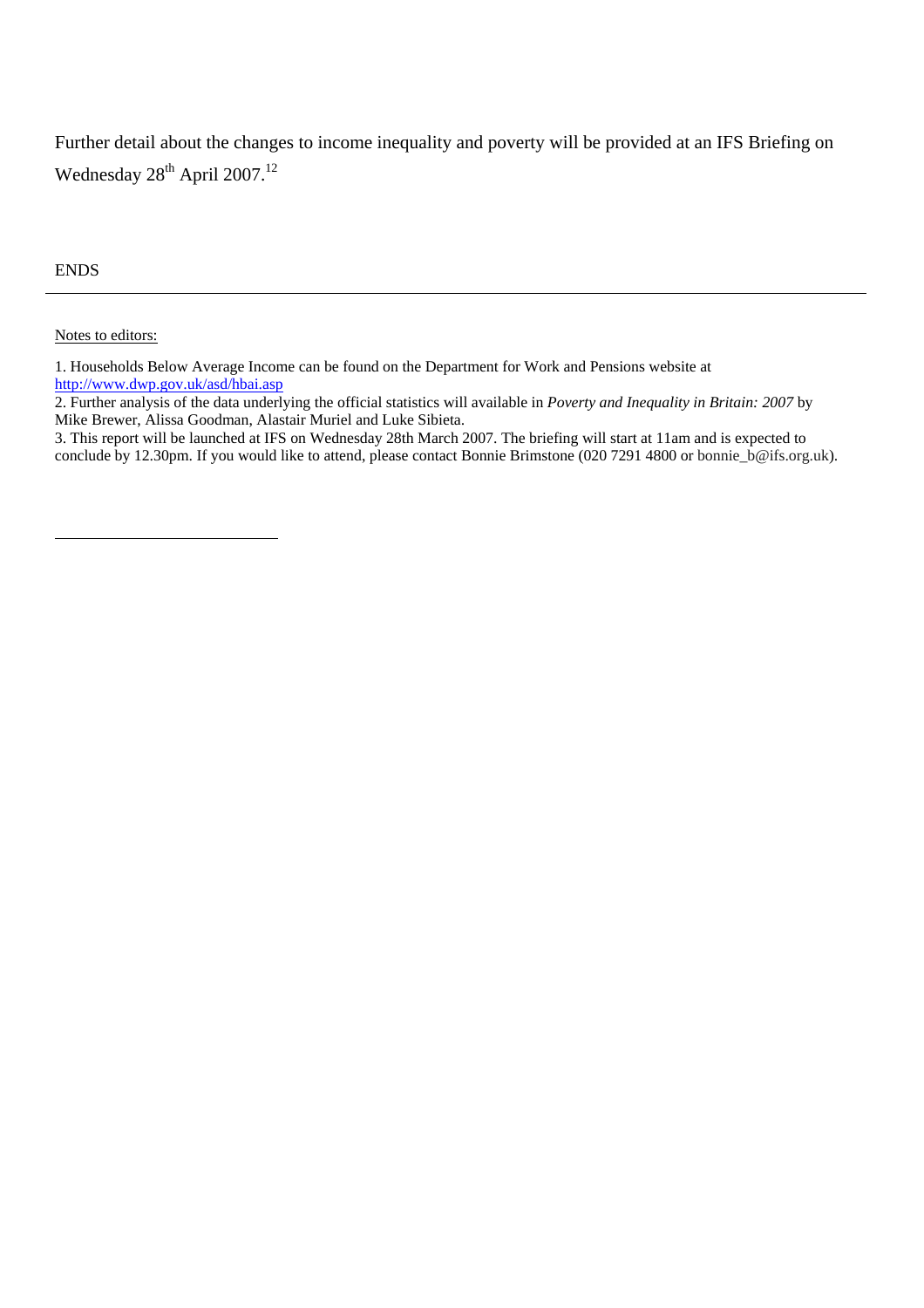Further detail about the changes to income inequality and poverty will be provided at an IFS Briefing on Wednesday 28th April 2007.[12]

ENDS

---

Notes to editors:

1. Households Below Average Income can be found on the Department for Work and Pensions website at http://www.dwp.gov.uk/asd/hbai.asp
2. Further analysis of the data underlying the official statistics will available in *Poverty and Inequality in Britain: 2007* by Mike Brewer, Alissa Goodman, Alastair Muriel and Luke Sibieta.
3. This report will be launched at IFS on Wednesday 28th March 2007. The briefing will start at 11am and is expected to conclude by 12.30pm. If you would like to attend, please contact Bonnie Brimstone (020 7291 4800 or bonnie_b@ifs.org.uk).